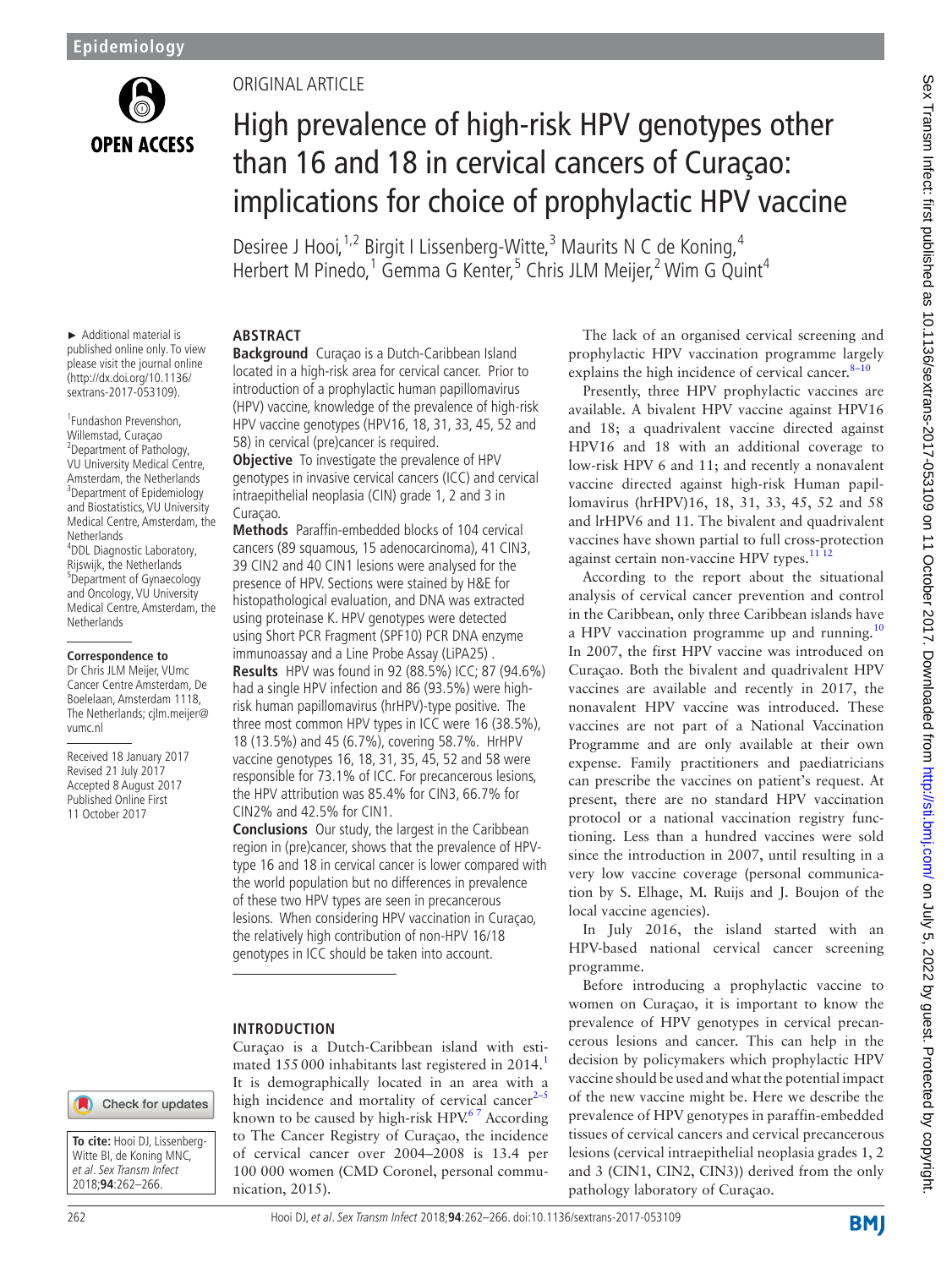Epidemiology

ORIGINAL ARTICLE

# High prevalence of high-risk HPV genotypes other than 16 and 18 in cervical cancers of Curaçao: implications for choice of prophylactic HPV vaccine

Desiree J Hooi,[1,2] Birgit I Lissenberg-Witte,[3] Maurits N C de Koning,[4] Herbert M Pinedo,[1] Gemma G Kenter,[5] Chris JLM Meijer,[2] Wim G Quint[4]

► Additional material is published online only. To view please visit the journal online (http://dx.doi.org/10.1136/sextrans-2017-053109).

[1]Fundashon Prevenshon, Willemstad, Curaçao
[2]Department of Pathology, VU University Medical Centre, Amsterdam, the Netherlands
[3]Department of Epidemiology and Biostatistics, VU University Medical Centre, Amsterdam, the Netherlands
[4]DDL Diagnostic Laboratory, Rijswijk, the Netherlands
[5]Department of Gynaecology and Oncology, VU University Medical Centre, Amsterdam, the Netherlands

**Correspondence to**
Dr Chris JLM Meijer, VUmc Cancer Centre Amsterdam, De Boelelaan, Amsterdam 1118, The Netherlands; cjlm.meijer@vumc.nl

Received 18 January 2017
Revised 21 July 2017
Accepted 8 August 2017
Published Online First 11 October 2017

## ABSTRACT

**Background** Curaçao is a Dutch-Caribbean Island located in a high-risk area for cervical cancer. Prior to introduction of a prophylactic human papillomavirus (HPV) vaccine, knowledge of the prevalence of high-risk HPV vaccine genotypes (HPV16, 18, 31, 33, 45, 52 and 58) in cervical (pre)cancer is required.

**Objective** To investigate the prevalence of HPV genotypes in invasive cervical cancers (ICC) and cervical intraepithelial neoplasia (CIN) grade 1, 2 and 3 in Curaçao.

**Methods** Paraffin-embedded blocks of 104 cervical cancers (89 squamous, 15 adenocarcinoma), 41 CIN3, 39 CIN2 and 40 CIN1 lesions were analysed for the presence of HPV. Sections were stained by H&E for histopathological evaluation, and DNA was extracted using proteinase K. HPV genotypes were detected using Short PCR Fragment (SPF10) PCR DNA enzyme immunoassay and a Line Probe Assay (LiPA25) .

**Results** HPV was found in 92 (88.5%) ICC; 87 (94.6%) had a single HPV infection and 86 (93.5%) were high-risk human papillomavirus (hrHPV)-type positive. The three most common HPV types in ICC were 16 (38.5%), 18 (13.5%) and 45 (6.7%), covering 58.7%. HrHPV vaccine genotypes 16, 18, 31, 35, 45, 52 and 58 were responsible for 73.1% of ICC. For precancerous lesions, the HPV attribution was 85.4% for CIN3, 66.7% for CIN2% and 42.5% for CIN1.

**Conclusions** Our study, the largest in the Caribbean region in (pre)cancer, shows that the prevalence of HPV-type 16 and 18 in cervical cancer is lower compared with the world population but no differences in prevalence of these two HPV types are seen in precancerous lesions. When considering HPV vaccination in Curaçao, the relatively high contribution of non-HPV 16/18 genotypes in ICC should be taken into account.

## INTRODUCTION

Curaçao is a Dutch-Caribbean island with estimated 155 000 inhabitants last registered in 2014.[1] It is demographically located in an area with a high incidence and mortality of cervical cancer[2–5] known to be caused by high-risk HPV.[6 7] According to The Cancer Registry of Curaçao, the incidence of cervical cancer over 2004–2008 is 13.4 per 100 000 women (CMD Coronel, personal communication, 2015).

The lack of an organised cervical screening and prophylactic HPV vaccination programme largely explains the high incidence of cervical cancer.[8–10]

Presently, three HPV prophylactic vaccines are available. A bivalent HPV vaccine against HPV16 and 18; a quadrivalent vaccine directed against HPV16 and 18 with an additional coverage to low-risk HPV 6 and 11; and recently a nonavalent vaccine directed against high-risk Human papillomavirus (hrHPV)16, 18, 31, 33, 45, 52 and 58 and lrHPV6 and 11. The bivalent and quadrivalent vaccines have shown partial to full cross-protection against certain non-vaccine HPV types.[11 12]

According to the report about the situational analysis of cervical cancer prevention and control in the Caribbean, only three Caribbean islands have a HPV vaccination programme up and running.[10] In 2007, the first HPV vaccine was introduced on Curaçao. Both the bivalent and quadrivalent HPV vaccines are available and recently in 2017, the nonavalent HPV vaccine was introduced. These vaccines are not part of a National Vaccination Programme and are only available at their own expense. Family practitioners and paediatricians can prescribe the vaccines on patient's request. At present, there are no standard HPV vaccination protocol or a national vaccination registry functioning. Less than a hundred vaccines were sold since the introduction in 2007, until resulting in a very low vaccine coverage (personal communication by S. Elhage, M. Ruijs and J. Boujon of the local vaccine agencies).

In July 2016, the island started with an HPV-based national cervical cancer screening programme.

Before introducing a prophylactic vaccine to women on Curaçao, it is important to know the prevalence of HPV genotypes in cervical precancerous lesions and cancer. This can help in the decision by policymakers which prophylactic HPV vaccine should be used and what the potential impact of the new vaccine might be. Here we describe the prevalence of HPV genotypes in paraffin-embedded tissues of cervical cancers and cervical precancerous lesions (cervical intraepithelial neoplasia grades 1, 2 and 3 (CIN1, CIN2, CIN3)) derived from the only pathology laboratory of Curaçao.

**To cite:** Hooi DJ, Lissenberg-Witte BI, de Koning MNC, *et al. Sex Transm Infect* 2018;**94**:262–266.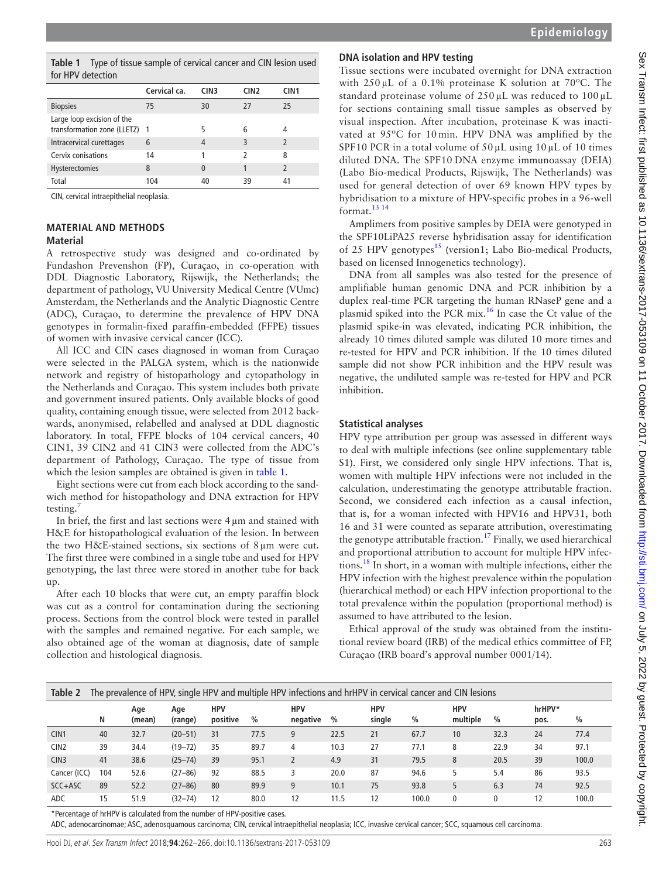**Table 1** Type of tissue sample of cervical cancer and CIN lesion used for HPV detection

| | Cervical ca. | CIN3 | CIN2 | CIN1 |
|---|---|---|---|---|
| Biopsies | 75 | 30 | 27 | 25 |
| Large loop excision of the transformation zone (LLETZ) | 1 | 5 | 6 | 4 |
| Intracervical curettages | 6 | 4 | 3 | 2 |
| Cervix conisations | 14 | 1 | 2 | 8 |
| Hysterectomies | 8 | 0 | 1 | 2 |
| Total | 104 | 40 | 39 | 41 |

CIN, cervical intraepithelial neoplasia.

## MATERIAL AND METHODS

### Material

A retrospective study was designed and co-ordinated by Fundashon Prevenshon (FP), Curaçao, in co-operation with DDL Diagnostic Laboratory, Rijswijk, the Netherlands; the department of pathology, VU University Medical Centre (VUmc) Amsterdam, the Netherlands and the Analytic Diagnostic Centre (ADC), Curaçao, to determine the prevalence of HPV DNA genotypes in formalin-fixed paraffin-embedded (FFPE) tissues of women with invasive cervical cancer (ICC).

All ICC and CIN cases diagnosed in woman from Curaçao were selected in the PALGA system, which is the nationwide network and registry of histopathology and cytopathology in the Netherlands and Curaçao. This system includes both private and government insured patients. Only available blocks of good quality, containing enough tissue, were selected from 2012 backwards, anonymised, relabelled and analysed at DDL diagnostic laboratory. In total, FFPE blocks of 104 cervical cancers, 40 CIN1, 39 CIN2 and 41 CIN3 were collected from the ADC's department of Pathology, Curaçao. The type of tissue from which the lesion samples are obtained is given in table 1.

Eight sections were cut from each block according to the sandwich method for histopathology and DNA extraction for HPV testing.[7]

In brief, the first and last sections were 4 µm and stained with H&E for histopathological evaluation of the lesion. In between the two H&E-stained sections, six sections of 8 µm were cut. The first three were combined in a single tube and used for HPV genotyping, the last three were stored in another tube for back up.

After each 10 blocks that were cut, an empty paraffin block was cut as a control for contamination during the sectioning process. Sections from the control block were tested in parallel with the samples and remained negative. For each sample, we also obtained age of the woman at diagnosis, date of sample collection and histological diagnosis.

### DNA isolation and HPV testing

Tissue sections were incubated overnight for DNA extraction with 250 µL of a 0.1% proteinase K solution at 70°C. The standard proteinase volume of 250 µL was reduced to 100 µL for sections containing small tissue samples as observed by visual inspection. After incubation, proteinase K was inactivated at 95°C for 10 min. HPV DNA was amplified by the SPF10 PCR in a total volume of 50 µL using 10 µL of 10 times diluted DNA. The SPF10 DNA enzyme immunoassay (DEIA) (Labo Bio-medical Products, Rijswijk, The Netherlands) was used for general detection of over 69 known HPV types by hybridisation to a mixture of HPV-specific probes in a 96-well format.[13 14]

Amplimers from positive samples by DEIA were genotyped in the SPF10LiPA25 reverse hybridisation assay for identification of 25 HPV genotypes[15] (version1; Labo Bio-medical Products, based on licensed Innogenetics technology).

DNA from all samples was also tested for the presence of amplifiable human genomic DNA and PCR inhibition by a duplex real-time PCR targeting the human RNaseP gene and a plasmid spiked into the PCR mix.[16] In case the Ct value of the plasmid spike-in was elevated, indicating PCR inhibition, the already 10 times diluted sample was diluted 10 more times and re-tested for HPV and PCR inhibition. If the 10 times diluted sample did not show PCR inhibition and the HPV result was negative, the undiluted sample was re-tested for HPV and PCR inhibition.

### Statistical analyses

HPV type attribution per group was assessed in different ways to deal with multiple infections (see online supplementary table S1). First, we considered only single HPV infections. That is, women with multiple HPV infections were not included in the calculation, underestimating the genotype attributable fraction. Second, we considered each infection as a causal infection, that is, for a woman infected with HPV16 and HPV31, both 16 and 31 were counted as separate attribution, overestimating the genotype attributable fraction.[17] Finally, we used hierarchical and proportional attribution to account for multiple HPV infections.[18] In short, in a woman with multiple infections, either the HPV infection with the highest prevalence within the population (hierarchical method) or each HPV infection proportional to the total prevalence within the population (proportional method) is assumed to have attributed to the lesion.

Ethical approval of the study was obtained from the institutional review board (IRB) of the medical ethics committee of FP, Curaçao (IRB board's approval number 0001/14).

**Table 2** The prevalence of HPV, single HPV and multiple HPV infections and hrHPV in cervical cancer and CIN lesions

| | N | Age (mean) | Age (range) | HPV positive | % | HPV negative | % | HPV single | % | HPV multiple | % | hrHPV* pos. | % |
|---|---|---|---|---|---|---|---|---|---|---|---|---|---|
| CIN1 | 40 | 32.7 | (20–51) | 31 | 77.5 | 9 | 22.5 | 21 | 67.7 | 10 | 32.3 | 24 | 77.4 |
| CIN2 | 39 | 34.4 | (19–72) | 35 | 89.7 | 4 | 10.3 | 27 | 77.1 | 8 | 22.9 | 34 | 97.1 |
| CIN3 | 41 | 38.6 | (25–74) | 39 | 95.1 | 2 | 4.9 | 31 | 79.5 | 8 | 20.5 | 39 | 100.0 |
| Cancer (ICC) | 104 | 52.6 | (27–86) | 92 | 88.5 | 3 | 20.0 | 87 | 94.6 | 5 | 5.4 | 86 | 93.5 |
| SCC+ASC | 89 | 52.2 | (27–86) | 80 | 89.9 | 9 | 10.1 | 75 | 93.8 | 5 | 6.3 | 74 | 92.5 |
| ADC | 15 | 51.9 | (32–74) | 12 | 80.0 | 12 | 11.5 | 12 | 100.0 | 0 | 0 | 12 | 100.0 |

*Percentage of hrHPV is calculated from the number of HPV-positive cases.

ADC, adenocarcinomae; ASC, adenosquamous carcinoma; CIN, cervical intraepithelial neoplasia; ICC, invasive cervical cancer; SCC, squamous cell carcinoma.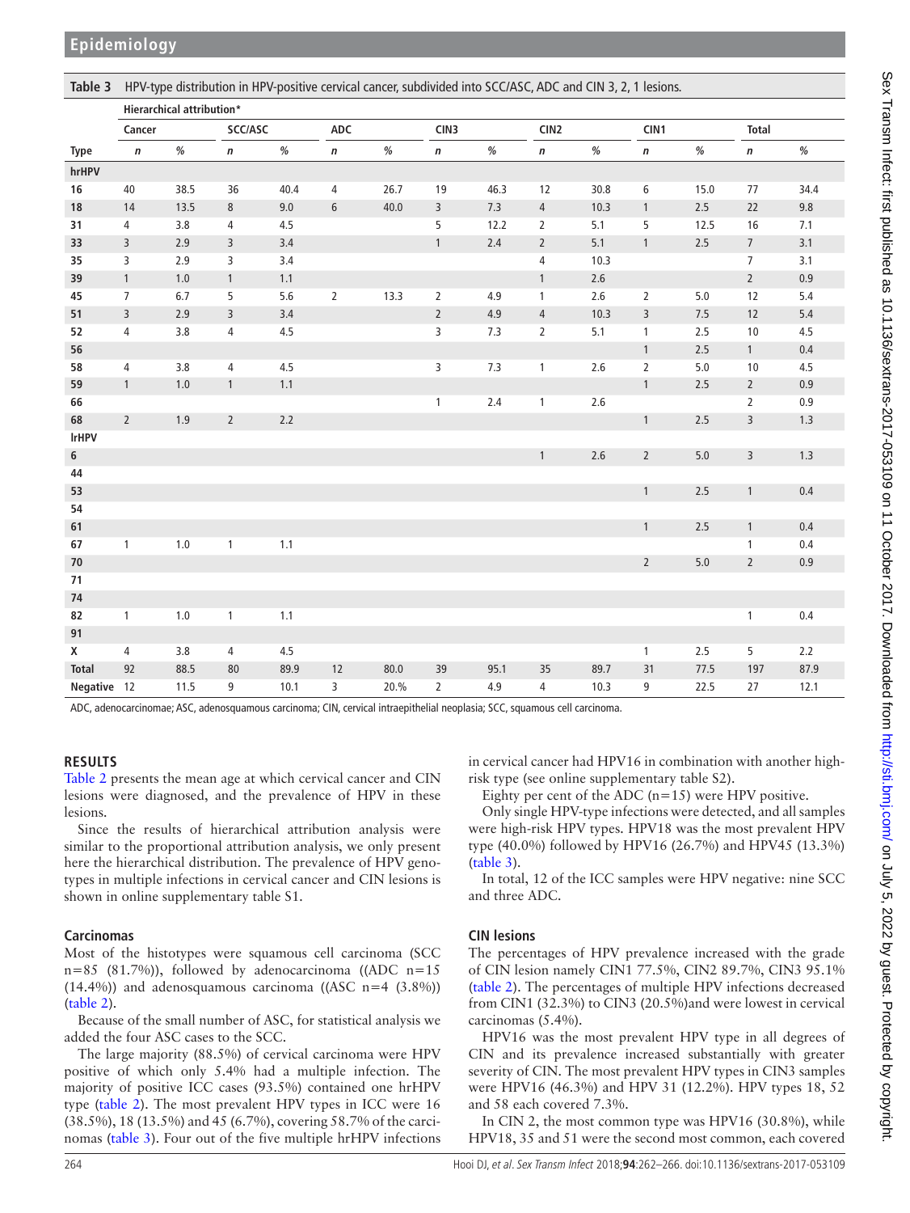**Table 3** HPV-type distribution in HPV-positive cervical cancer, subdivided into SCC/ASC, ADC and CIN 3, 2, 1 lesions.

| | Hierarchical attribution* | | | | | | | | | | | | | |
|---|---|---|---|---|---|---|---|---|---|---|---|---|---|---|
| | Cancer | | SCC/ASC | | ADC | | CIN3 | | CIN2 | | CIN1 | | Total | |
| Type | n | % | n | % | n | % | n | % | n | % | n | % | n | % |
| hrHPV | | | | | | | | | | | | | | |
| 16 | 40 | 38.5 | 36 | 40.4 | 4 | 26.7 | 19 | 46.3 | 12 | 30.8 | 6 | 15.0 | 77 | 34.4 |
| 18 | 14 | 13.5 | 8 | 9.0 | 6 | 40.0 | 3 | 7.3 | 4 | 10.3 | 1 | 2.5 | 22 | 9.8 |
| 31 | 4 | 3.8 | 4 | 4.5 | | | 5 | 12.2 | 2 | 5.1 | 5 | 12.5 | 16 | 7.1 |
| 33 | 3 | 2.9 | 3 | 3.4 | | | 1 | 2.4 | 2 | 5.1 | 1 | 2.5 | 7 | 3.1 |
| 35 | 3 | 2.9 | 3 | 3.4 | | | | | 4 | 10.3 | | | 7 | 3.1 |
| 39 | 1 | 1.0 | 1 | 1.1 | | | | | 1 | 2.6 | | | 2 | 0.9 |
| 45 | 7 | 6.7 | 5 | 5.6 | 2 | 13.3 | 2 | 4.9 | 1 | 2.6 | 2 | 5.0 | 12 | 5.4 |
| 51 | 3 | 2.9 | 3 | 3.4 | | | 2 | 4.9 | 4 | 10.3 | 3 | 7.5 | 12 | 5.4 |
| 52 | 4 | 3.8 | 4 | 4.5 | | | 3 | 7.3 | 2 | 5.1 | 1 | 2.5 | 10 | 4.5 |
| 56 | | | | | | | | | | | 1 | 2.5 | 1 | 0.4 |
| 58 | 4 | 3.8 | 4 | 4.5 | | | 3 | 7.3 | 1 | 2.6 | 2 | 5.0 | 10 | 4.5 |
| 59 | 1 | 1.0 | 1 | 1.1 | | | | | | | 1 | 2.5 | 2 | 0.9 |
| 66 | | | | | | | 1 | 2.4 | 1 | 2.6 | | | 2 | 0.9 |
| 68 | 2 | 1.9 | 2 | 2.2 | | | | | | | 1 | 2.5 | 3 | 1.3 |
| lrHPV | | | | | | | | | | | | | | |
| 6 | | | | | | | | | 1 | 2.6 | 2 | 5.0 | 3 | 1.3 |
| 44 | | | | | | | | | | | | | | |
| 53 | | | | | | | | | | | 1 | 2.5 | 1 | 0.4 |
| 54 | | | | | | | | | | | | | | |
| 61 | | | | | | | | | | | 1 | 2.5 | 1 | 0.4 |
| 67 | 1 | 1.0 | 1 | 1.1 | | | | | | | | | 1 | 0.4 |
| 70 | | | | | | | | | | | 2 | 5.0 | 2 | 0.9 |
| 71 | | | | | | | | | | | | | | |
| 74 | | | | | | | | | | | | | | |
| 82 | 1 | 1.0 | 1 | 1.1 | | | | | | | | | 1 | 0.4 |
| 91 | | | | | | | | | | | | | | |
| X | 4 | 3.8 | 4 | 4.5 | | | | | | | 1 | 2.5 | 5 | 2.2 |
| Total | 92 | 88.5 | 80 | 89.9 | 12 | 80.0 | 39 | 95.1 | 35 | 89.7 | 31 | 77.5 | 197 | 87.9 |
| Negative | 12 | 11.5 | 9 | 10.1 | 3 | 20.% | 2 | 4.9 | 4 | 10.3 | 9 | 22.5 | 27 | 12.1 |

ADC, adenocarcinomae; ASC, adenosquamous carcinoma; CIN, cervical intraepithelial neoplasia; SCC, squamous cell carcinoma.

## RESULTS

Table 2 presents the mean age at which cervical cancer and CIN lesions were diagnosed, and the prevalence of HPV in these lesions.

Since the results of hierarchical attribution analysis were similar to the proportional attribution analysis, we only present here the hierarchical distribution. The prevalence of HPV genotypes in multiple infections in cervical cancer and CIN lesions is shown in online supplementary table S1.

### Carcinomas

Most of the histotypes were squamous cell carcinoma (SCC n=85 (81.7%)), followed by adenocarcinoma ((ADC n=15 (14.4%)) and adenosquamous carcinoma ((ASC n=4 (3.8%)) (table 2).

Because of the small number of ASC, for statistical analysis we added the four ASC cases to the SCC.

The large majority (88.5%) of cervical carcinoma were HPV positive of which only 5.4% had a multiple infection. The majority of positive ICC cases (93.5%) contained one hrHPV type (table 2). The most prevalent HPV types in ICC were 16 (38.5%), 18 (13.5%) and 45 (6.7%), covering 58.7% of the carcinomas (table 3). Four out of the five multiple hrHPV infections in cervical cancer had HPV16 in combination with another high-risk type (see online supplementary table S2).

Eighty per cent of the ADC (n=15) were HPV positive.

Only single HPV-type infections were detected, and all samples were high-risk HPV types. HPV18 was the most prevalent HPV type (40.0%) followed by HPV16 (26.7%) and HPV45 (13.3%) (table 3).

In total, 12 of the ICC samples were HPV negative: nine SCC and three ADC.

### CIN lesions

The percentages of HPV prevalence increased with the grade of CIN lesion namely CIN1 77.5%, CIN2 89.7%, CIN3 95.1% (table 2). The percentages of multiple HPV infections decreased from CIN1 (32.3%) to CIN3 (20.5%)and were lowest in cervical carcinomas (5.4%).

HPV16 was the most prevalent HPV type in all degrees of CIN and its prevalence increased substantially with greater severity of CIN. The most prevalent HPV types in CIN3 samples were HPV16 (46.3%) and HPV 31 (12.2%). HPV types 18, 52 and 58 each covered 7.3%.

In CIN 2, the most common type was HPV16 (30.8%), while HPV18, 35 and 51 were the second most common, each covered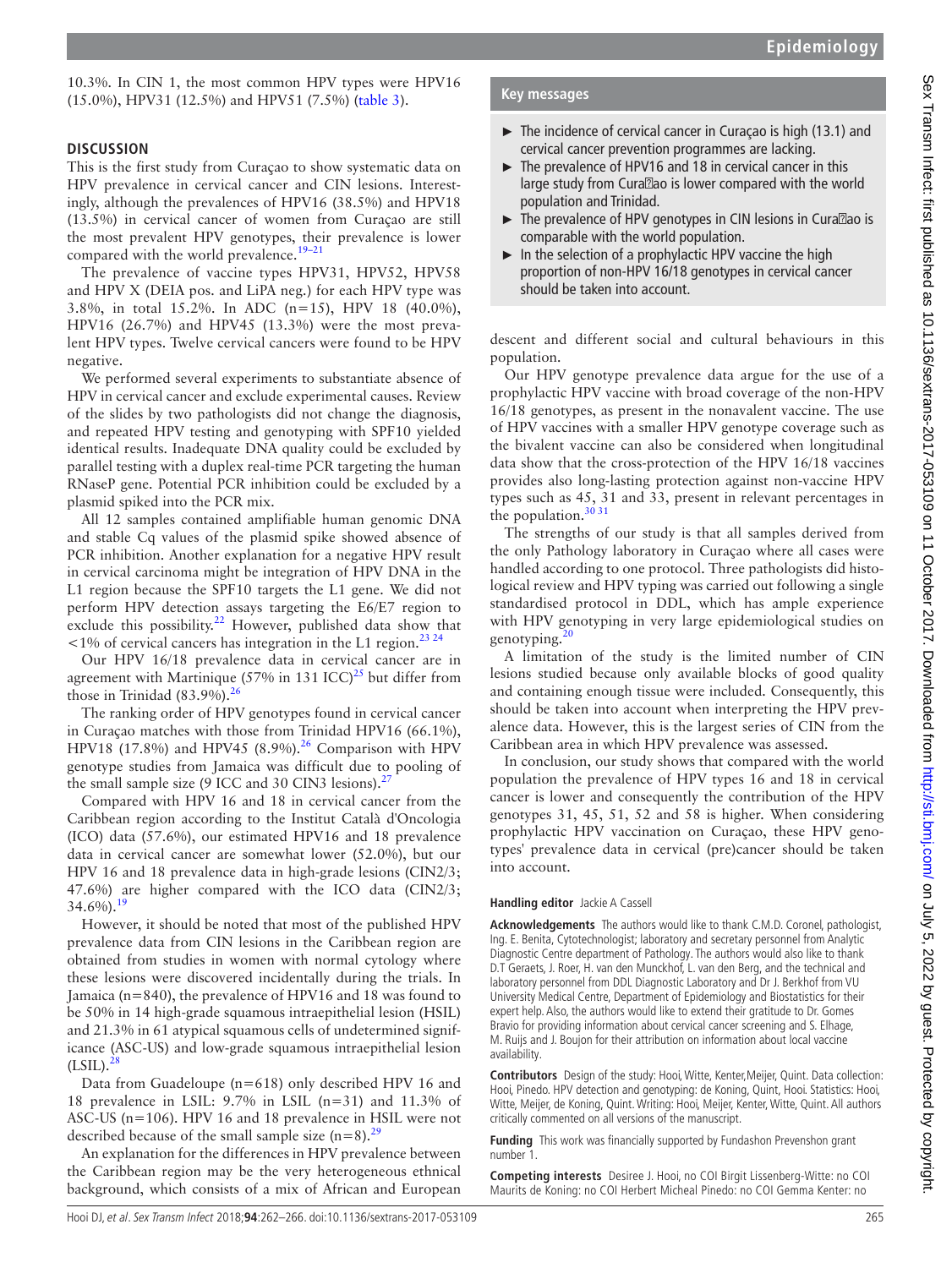10.3%. In CIN 1, the most common HPV types were HPV16 (15.0%), HPV31 (12.5%) and HPV51 (7.5%) (table 3).

## DISCUSSION

This is the first study from Curaçao to show systematic data on HPV prevalence in cervical cancer and CIN lesions. Interestingly, although the prevalences of HPV16 (38.5%) and HPV18 (13.5%) in cervical cancer of women from Curaçao are still the most prevalent HPV genotypes, their prevalence is lower compared with the world prevalence.[19–21]

The prevalence of vaccine types HPV31, HPV52, HPV58 and HPV X (DEIA pos. and LiPA neg.) for each HPV type was 3.8%, in total 15.2%. In ADC (n=15), HPV 18 (40.0%), HPV16 (26.7%) and HPV45 (13.3%) were the most prevalent HPV types. Twelve cervical cancers were found to be HPV negative.

We performed several experiments to substantiate absence of HPV in cervical cancer and exclude experimental causes. Review of the slides by two pathologists did not change the diagnosis, and repeated HPV testing and genotyping with SPF10 yielded identical results. Inadequate DNA quality could be excluded by parallel testing with a duplex real-time PCR targeting the human RNaseP gene. Potential PCR inhibition could be excluded by a plasmid spiked into the PCR mix.

All 12 samples contained amplifiable human genomic DNA and stable Cq values of the plasmid spike showed absence of PCR inhibition. Another explanation for a negative HPV result in cervical carcinoma might be integration of HPV DNA in the L1 region because the SPF10 targets the L1 gene. We did not perform HPV detection assays targeting the E6/E7 region to exclude this possibility.[22] However, published data show that <1% of cervical cancers has integration in the L1 region.[23 24]

Our HPV 16/18 prevalence data in cervical cancer are in agreement with Martinique (57% in 131 ICC)[25] but differ from those in Trinidad (83.9%).[26]

The ranking order of HPV genotypes found in cervical cancer in Curaçao matches with those from Trinidad HPV16 (66.1%), HPV18 (17.8%) and HPV45 (8.9%).[26] Comparison with HPV genotype studies from Jamaica was difficult due to pooling of the small sample size (9 ICC and 30 CIN3 lesions).[27]

Compared with HPV 16 and 18 in cervical cancer from the Caribbean region according to the Institut Català d'Oncologia (ICO) data (57.6%), our estimated HPV16 and 18 prevalence data in cervical cancer are somewhat lower (52.0%), but our HPV 16 and 18 prevalence data in high-grade lesions (CIN2/3; 47.6%) are higher compared with the ICO data (CIN2/3; 34.6%).[19]

However, it should be noted that most of the published HPV prevalence data from CIN lesions in the Caribbean region are obtained from studies in women with normal cytology where these lesions were discovered incidentally during the trials. In Jamaica (n=840), the prevalence of HPV16 and 18 was found to be 50% in 14 high-grade squamous intraepithelial lesion (HSIL) and 21.3% in 61 atypical squamous cells of undetermined significance (ASC-US) and low-grade squamous intraepithelial lesion (LSIL).[28]

Data from Guadeloupe (n=618) only described HPV 16 and 18 prevalence in LSIL: 9.7% in LSIL (n=31) and 11.3% of ASC-US (n=106). HPV 16 and 18 prevalence in HSIL were not described because of the small sample size (n=8).[29]

An explanation for the differences in HPV prevalence between the Caribbean region may be the very heterogeneous ethnical background, which consists of a mix of African and European descent and different social and cultural behaviours in this population.

Our HPV genotype prevalence data argue for the use of a prophylactic HPV vaccine with broad coverage of the non-HPV 16/18 genotypes, as present in the nonavalent vaccine. The use of HPV vaccines with a smaller HPV genotype coverage such as the bivalent vaccine can also be considered when longitudinal data show that the cross-protection of the HPV 16/18 vaccines provides also long-lasting protection against non-vaccine HPV types such as 45, 31 and 33, present in relevant percentages in the population.[30 31]

The strengths of our study is that all samples derived from the only Pathology laboratory in Curaçao where all cases were handled according to one protocol. Three pathologists did histological review and HPV typing was carried out following a single standardised protocol in DDL, which has ample experience with HPV genotyping in very large epidemiological studies on genotyping.[20]

A limitation of the study is the limited number of CIN lesions studied because only available blocks of good quality and containing enough tissue were included. Consequently, this should be taken into account when interpreting the HPV prevalence data. However, this is the largest series of CIN from the Caribbean area in which HPV prevalence was assessed.

In conclusion, our study shows that compared with the world population the prevalence of HPV types 16 and 18 in cervical cancer is lower and consequently the contribution of the HPV genotypes 31, 45, 51, 52 and 58 is higher. When considering prophylactic HPV vaccination on Curaçao, these HPV genotypes' prevalence data in cervical (pre)cancer should be taken into account.

### Key messages

- The incidence of cervical cancer in Curaçao is high (13.1) and cervical cancer prevention programmes are lacking.
- The prevalence of HPV16 and 18 in cervical cancer in this large study from Curaçao is lower compared with the world population and Trinidad.
- The prevalence of HPV genotypes in CIN lesions in Curaçao is comparable with the world population.
- In the selection of a prophylactic HPV vaccine the high proportion of non-HPV 16/18 genotypes in cervical cancer should be taken into account.

**Handling editor** Jackie A Cassell

**Acknowledgements** The authors would like to thank C.M.D. Coronel, pathologist, Ing. E. Benita, Cytotechnologist; laboratory and secretary personnel from Analytic Diagnostic Centre department of Pathology. The authors would also like to thank D.T Geraets, J. Roer, H. van den Munckhof, L. van den Berg, and the technical and laboratory personnel from DDL Diagnostic Laboratory and Dr J. Berkhof from VU University Medical Centre, Department of Epidemiology and Biostatistics for their expert help. Also, the authors would like to extend their gratitude to Dr. Gomes Bravio for providing information about cervical cancer screening and S. Elhage, M. Ruijs and J. Boujon for their attribution on information about local vaccine availability.

**Contributors** Design of the study: Hooi, Witte, Kenter, Meijer, Quint. Data collection: Hooi, Pinedo. HPV detection and genotyping: de Koning, Quint, Hooi. Statistics: Hooi, Witte, Meijer, de Koning, Quint. Writing: Hooi, Meijer, Kenter, Witte, Quint. All authors critically commented on all versions of the manuscript.

**Funding** This work was financially supported by Fundashon Prevenshon grant number 1.

**Competing interests** Desiree J. Hooi, no COI Birgit Lissenberg-Witte: no COI Maurits de Koning: no COI Herbert Micheal Pinedo: no COI Gemma Kenter: no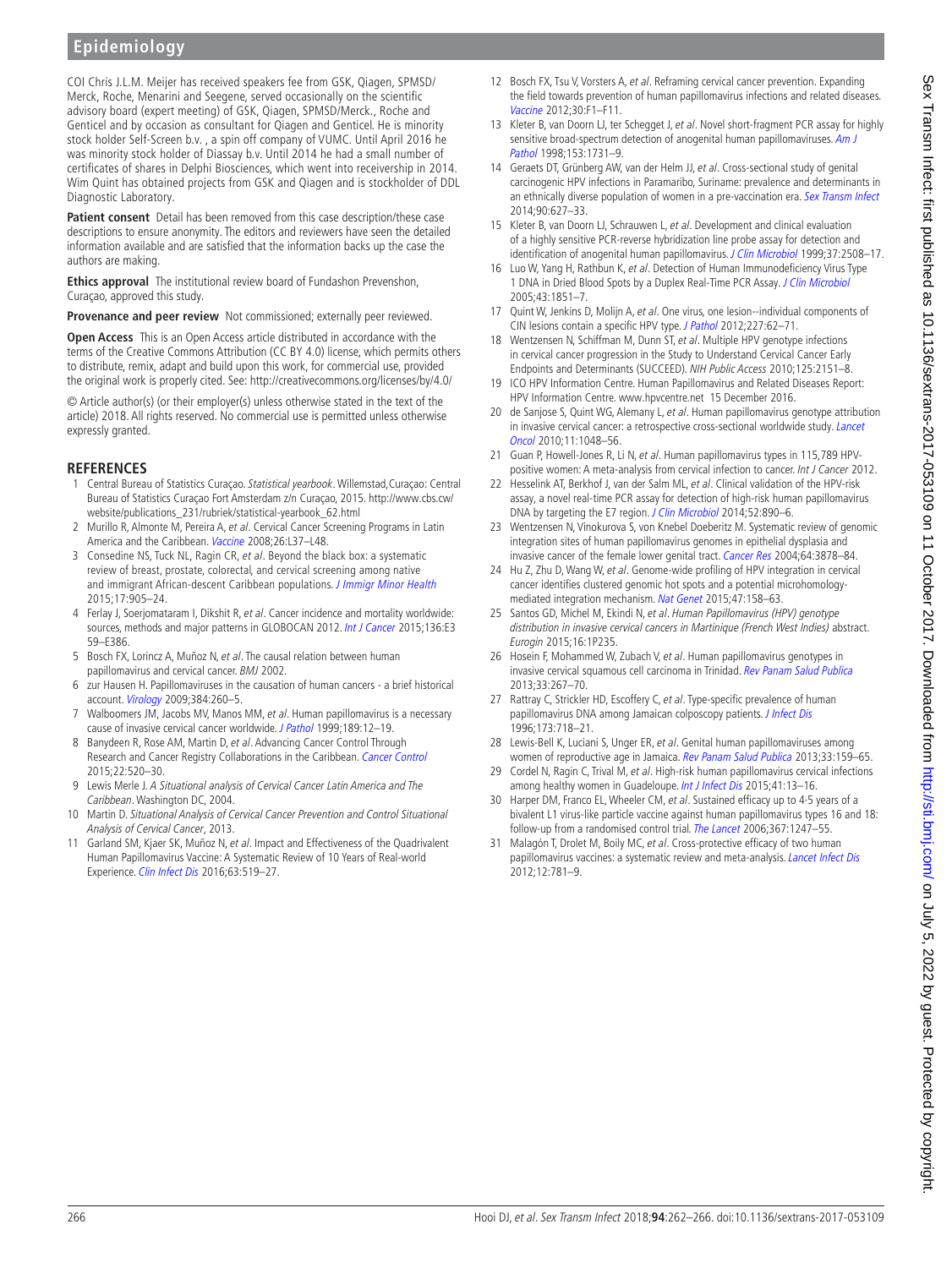COI Chris J.L.M. Meijer has received speakers fee from GSK, Qiagen, SPMSD/Merck, Roche, Menarini and Seegene, served occasionally on the scientific advisory board (expert meeting) of GSK, Qiagen, SPMSD/Merck., Roche and Genticel and by occasion as consultant for Qiagen and Genticel. He is minority stock holder Self-Screen b.v. , a spin off company of VUMC. Until April 2016 he was minority stock holder of Diassay b.v. Until 2014 he had a small number of certificates of shares in Delphi Biosciences, which went into receivership in 2014. Wim Quint has obtained projects from GSK and Qiagen and is stockholder of DDL Diagnostic Laboratory.

**Patient consent** Detail has been removed from this case description/these case descriptions to ensure anonymity. The editors and reviewers have seen the detailed information available and are satisfied that the information backs up the case the authors are making.

**Ethics approval** The institutional review board of Fundashon Prevenshon, Curaçao, approved this study.

**Provenance and peer review** Not commissioned; externally peer reviewed.

**Open Access** This is an Open Access article distributed in accordance with the terms of the Creative Commons Attribution (CC BY 4.0) license, which permits others to distribute, remix, adapt and build upon this work, for commercial use, provided the original work is properly cited. See: http://creativecommons.org/licenses/by/4.0/

© Article author(s) (or their employer(s) unless otherwise stated in the text of the article) 2018. All rights reserved. No commercial use is permitted unless otherwise expressly granted.

## REFERENCES

1. Central Bureau of Statistics Curaçao. *Statistical yearbook*. Willemstad,Curaçao: Central Bureau of Statistics Curaçao Fort Amsterdam z/n Curaçao, 2015. http://www.cbs.cw/website/publications_231/rubriek/statistical-yearbook_62.html
2. Murillo R, Almonte M, Pereira A, *et al*. Cervical Cancer Screening Programs in Latin America and the Caribbean. *Vaccine* 2008;26:L37–L48.
3. Consedine NS, Tuck NL, Ragin CR, *et al*. Beyond the black box: a systematic review of breast, prostate, colorectal, and cervical screening among native and immigrant African-descent Caribbean populations. *J Immigr Minor Health* 2015;17:905–24.
4. Ferlay J, Soerjomataram I, Dikshit R, *et al*. Cancer incidence and mortality worldwide: sources, methods and major patterns in GLOBOCAN 2012. *Int J Cancer* 2015;136:E359–E386.
5. Bosch FX, Lorincz A, Muñoz N, *et al*. The causal relation between human papillomavirus and cervical cancer. *BMJ* 2002.
6. zur Hausen H. Papillomaviruses in the causation of human cancers - a brief historical account. *Virology* 2009;384:260–5.
7. Walboomers JM, Jacobs MV, Manos MM, *et al*. Human papillomavirus is a necessary cause of invasive cervical cancer worldwide. *J Pathol* 1999;189:12–19.
8. Banydeen R, Rose AM, Martin D, *et al*. Advancing Cancer Control Through Research and Cancer Registry Collaborations in the Caribbean. *Cancer Control* 2015;22:520–30.
9. Lewis Merle J. *A Situational analysis of Cervical Cancer Latin America and The Caribbean*. Washington DC, 2004.
10. Martin D. *Situational Analysis of Cervical Cancer Prevention and Control Situational Analysis of Cervical Cancer*, 2013.
11. Garland SM, Kjaer SK, Muñoz N, *et al*. Impact and Effectiveness of the Quadrivalent Human Papillomavirus Vaccine: A Systematic Review of 10 Years of Real-world Experience. *Clin Infect Dis* 2016;63:519–27.
12. Bosch FX, Tsu V, Vorsters A, *et al*. Reframing cervical cancer prevention. Expanding the field towards prevention of human papillomavirus infections and related diseases. *Vaccine* 2012;30:F1–F11.
13. Kleter B, van Doorn LJ, ter Schegget J, *et al*. Novel short-fragment PCR assay for highly sensitive broad-spectrum detection of anogenital human papillomaviruses. *Am J Pathol* 1998;153:1731–9.
14. Geraets DT, Grünberg AW, van der Helm JJ, *et al*. Cross-sectional study of genital carcinogenic HPV infections in Paramaribo, Suriname: prevalence and determinants in an ethnically diverse population of women in a pre-vaccination era. *Sex Transm Infect* 2014;90:627–33.
15. Kleter B, van Doorn LJ, Schrauwen L, *et al*. Development and clinical evaluation of a highly sensitive PCR-reverse hybridization line probe assay for detection and identification of anogenital human papillomavirus. *J Clin Microbiol* 1999;37:2508–17.
16. Luo W, Yang H, Rathbun K, *et al*. Detection of Human Immunodeficiency Virus Type 1 DNA in Dried Blood Spots by a Duplex Real-Time PCR Assay. *J Clin Microbiol* 2005;43:1851–7.
17. Quint W, Jenkins D, Molijn A, *et al*. One virus, one lesion--individual components of CIN lesions contain a specific HPV type. *J Pathol* 2012;227:62–71.
18. Wentzensen N, Schiffman M, Dunn ST, *et al*. Multiple HPV genotype infections in cervical cancer progression in the Study to Understand Cervical Cancer Early Endpoints and Determinants (SUCCEED). *NIH Public Access* 2010;125:2151–8.
19. ICO HPV Information Centre. Human Papillomavirus and Related Diseases Report: HPV Information Centre. www.hpvcentre.net 15 December 2016.
20. de Sanjose S, Quint WG, Alemany L, *et al*. Human papillomavirus genotype attribution in invasive cervical cancer: a retrospective cross-sectional worldwide study. *Lancet Oncol* 2010;11:1048–56.
21. Guan P, Howell-Jones R, Li N, *et al*. Human papillomavirus types in 115,789 HPV-positive women: A meta-analysis from cervical infection to cancer. *Int J Cancer* 2012.
22. Hesselink AT, Berkhof J, van der Salm ML, *et al*. Clinical validation of the HPV-risk assay, a novel real-time PCR assay for detection of high-risk human papillomavirus DNA by targeting the E7 region. *J Clin Microbiol* 2014;52:890–6.
23. Wentzensen N, Vinokurova S, von Knebel Doeberitz M. Systematic review of genomic integration sites of human papillomavirus genomes in epithelial dysplasia and invasive cancer of the female lower genital tract. *Cancer Res* 2004;64:3878–84.
24. Hu Z, Zhu D, Wang W, *et al*. Genome-wide profiling of HPV integration in cervical cancer identifies clustered genomic hot spots and a potential microhomology-mediated integration mechanism. *Nat Genet* 2015;47:158–63.
25. Santos GD, Michel M, Ekindi N, *et al*. *Human Papillomavirus (HPV) genotype distribution in invasive cervical cancers in Martinique (French West Indies)* abstract. *Eurogin* 2015;16:1P235.
26. Hosein F, Mohammed W, Zubach V, *et al*. Human papillomavirus genotypes in invasive cervical squamous cell carcinoma in Trinidad. *Rev Panam Salud Publica* 2013;33:267–70.
27. Rattray C, Strickler HD, Escoffery C, *et al*. Type-specific prevalence of human papillomavirus DNA among Jamaican colposcopy patients. *J Infect Dis* 1996;173:718–21.
28. Lewis-Bell K, Luciani S, Unger ER, *et al*. Genital human papillomaviruses among women of reproductive age in Jamaica. *Rev Panam Salud Publica* 2013;33:159–65.
29. Cordel N, Ragin C, Trival M, *et al*. High-risk human papillomavirus cervical infections among healthy women in Guadeloupe. *Int J Infect Dis* 2015;41:13–16.
30. Harper DM, Franco EL, Wheeler CM, *et al*. Sustained efficacy up to 4·5 years of a bivalent L1 virus-like particle vaccine against human papillomavirus types 16 and 18: follow-up from a randomised control trial. *The Lancet* 2006;367:1247–55.
31. Malagón T, Drolet M, Boily MC, *et al*. Cross-protective efficacy of two human papillomavirus vaccines: a systematic review and meta-analysis. *Lancet Infect Dis* 2012;12:781–9.